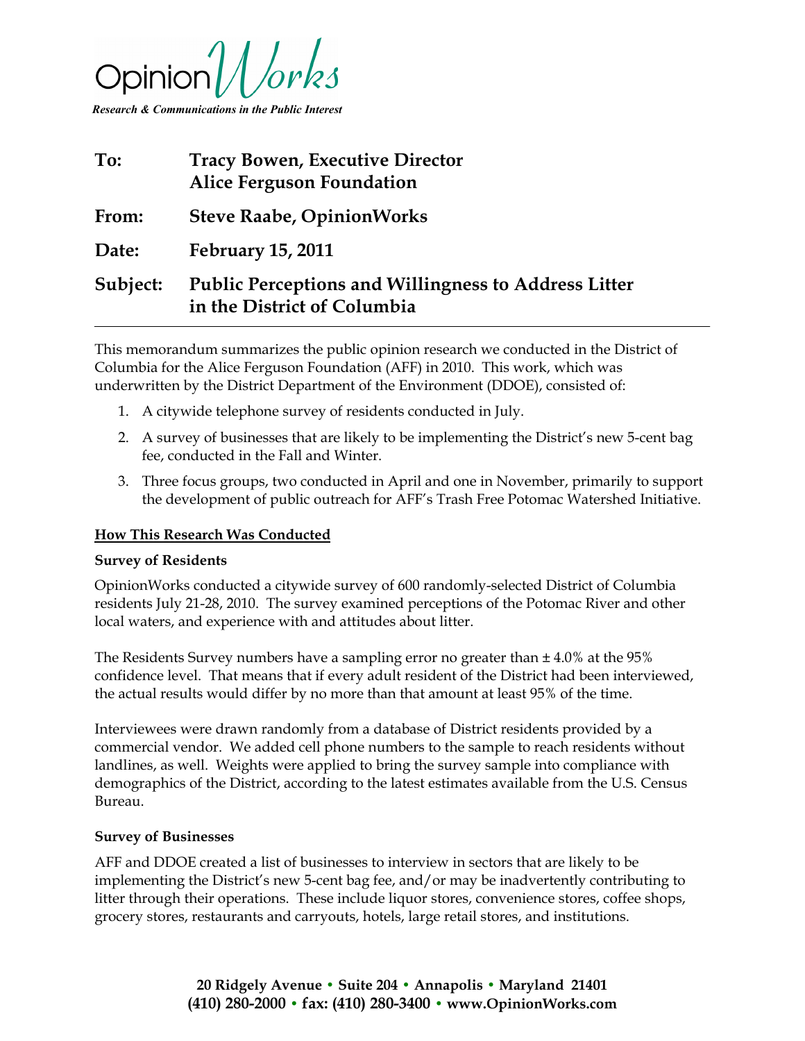OpinionWorks

*Research & Communications in the Public Interest*

**To:** **Tracy Bowen, Executive Director**
**Alice Ferguson Foundation**

**From:** **Steve Raabe, OpinionWorks**

**Date:** **February 15, 2011**

**Subject:** **Public Perceptions and Willingness to Address Litter in the District of Columbia**

---

This memorandum summarizes the public opinion research we conducted in the District of Columbia for the Alice Ferguson Foundation (AFF) in 2010. This work, which was underwritten by the District Department of the Environment (DDOE), consisted of:

1. A citywide telephone survey of residents conducted in July.
2. A survey of businesses that are likely to be implementing the District's new 5-cent bag fee, conducted in the Fall and Winter.
3. Three focus groups, two conducted in April and one in November, primarily to support the development of public outreach for AFF's Trash Free Potomac Watershed Initiative.

## How This Research Was Conducted

### Survey of Residents

OpinionWorks conducted a citywide survey of 600 randomly-selected District of Columbia residents July 21-28, 2010. The survey examined perceptions of the Potomac River and other local waters, and experience with and attitudes about litter.

The Residents Survey numbers have a sampling error no greater than ± 4.0% at the 95% confidence level. That means that if every adult resident of the District had been interviewed, the actual results would differ by no more than that amount at least 95% of the time.

Interviewees were drawn randomly from a database of District residents provided by a commercial vendor. We added cell phone numbers to the sample to reach residents without landlines, as well. Weights were applied to bring the survey sample into compliance with demographics of the District, according to the latest estimates available from the U.S. Census Bureau.

### Survey of Businesses

AFF and DDOE created a list of businesses to interview in sectors that are likely to be implementing the District's new 5-cent bag fee, and/or may be inadvertently contributing to litter through their operations. These include liquor stores, convenience stores, coffee shops, grocery stores, restaurants and carryouts, hotels, large retail stores, and institutions.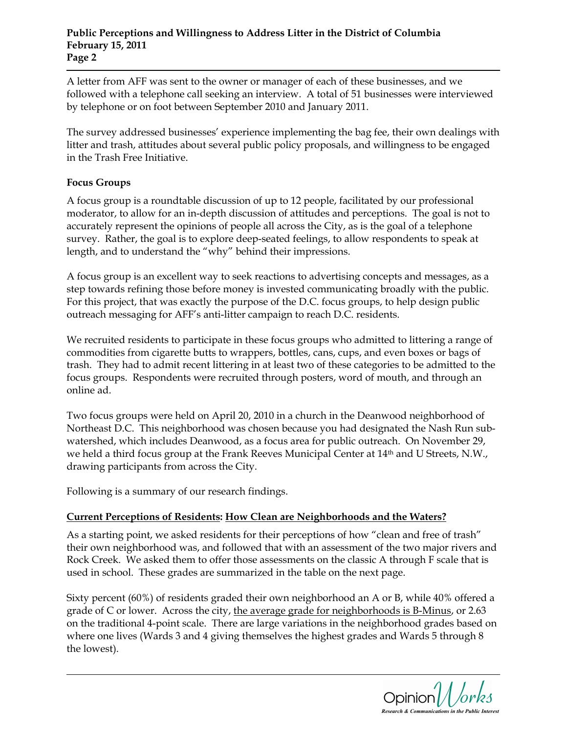A letter from AFF was sent to the owner or manager of each of these businesses, and we followed with a telephone call seeking an interview. A total of 51 businesses were interviewed by telephone or on foot between September 2010 and January 2011.

The survey addressed businesses' experience implementing the bag fee, their own dealings with litter and trash, attitudes about several public policy proposals, and willingness to be engaged in the Trash Free Initiative.

**Focus Groups**

A focus group is a roundtable discussion of up to 12 people, facilitated by our professional moderator, to allow for an in-depth discussion of attitudes and perceptions. The goal is not to accurately represent the opinions of people all across the City, as is the goal of a telephone survey. Rather, the goal is to explore deep-seated feelings, to allow respondents to speak at length, and to understand the "why" behind their impressions.

A focus group is an excellent way to seek reactions to advertising concepts and messages, as a step towards refining those before money is invested communicating broadly with the public. For this project, that was exactly the purpose of the D.C. focus groups, to help design public outreach messaging for AFF's anti-litter campaign to reach D.C. residents.

We recruited residents to participate in these focus groups who admitted to littering a range of commodities from cigarette butts to wrappers, bottles, cans, cups, and even boxes or bags of trash. They had to admit recent littering in at least two of these categories to be admitted to the focus groups. Respondents were recruited through posters, word of mouth, and through an online ad.

Two focus groups were held on April 20, 2010 in a church in the Deanwood neighborhood of Northeast D.C. This neighborhood was chosen because you had designated the Nash Run sub-watershed, which includes Deanwood, as a focus area for public outreach. On November 29, we held a third focus group at the Frank Reeves Municipal Center at 14th and U Streets, N.W., drawing participants from across the City.

Following is a summary of our research findings.

**Current Perceptions of Residents: How Clean are Neighborhoods and the Waters?**

As a starting point, we asked residents for their perceptions of how "clean and free of trash" their own neighborhood was, and followed that with an assessment of the two major rivers and Rock Creek. We asked them to offer those assessments on the classic A through F scale that is used in school. These grades are summarized in the table on the next page.

Sixty percent (60%) of residents graded their own neighborhood an A or B, while 40% offered a grade of C or lower. Across the city, the average grade for neighborhoods is B-Minus, or 2.63 on the traditional 4-point scale. There are large variations in the neighborhood grades based on where one lives (Wards 3 and 4 giving themselves the highest grades and Wards 5 through 8 the lowest).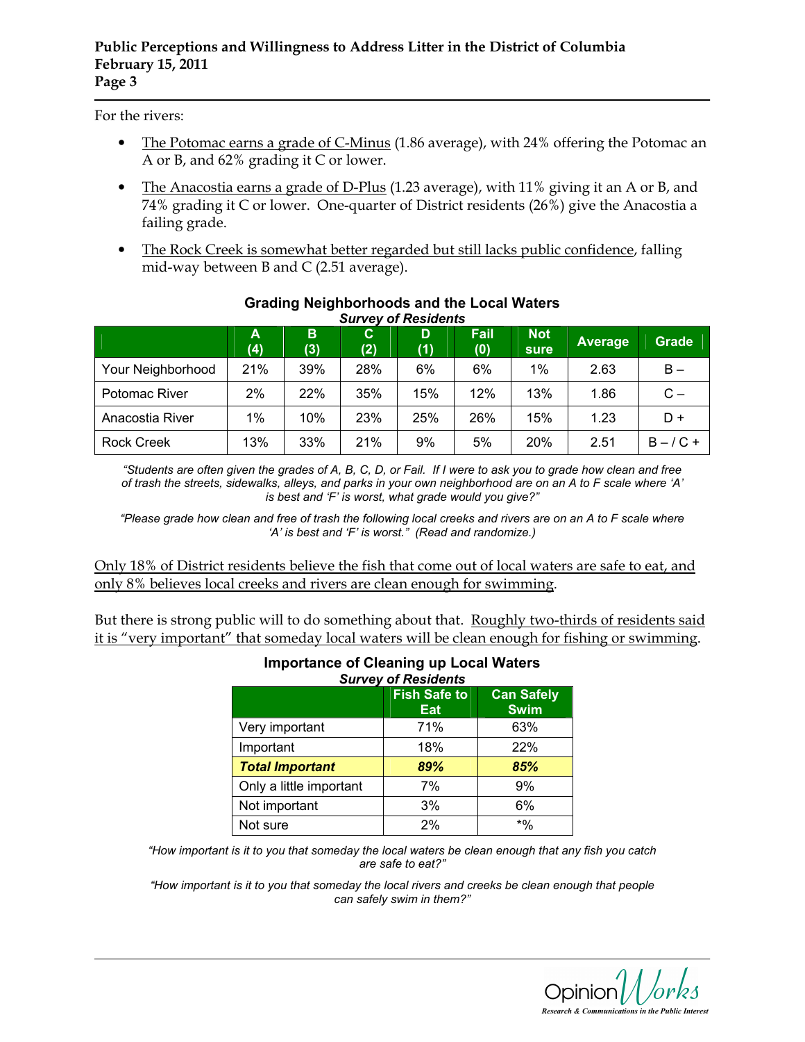For the rivers:

- <u>The Potomac earns a grade of C-Minus</u> (1.86 average), with 24% offering the Potomac an A or B, and 62% grading it C or lower.
- <u>The Anacostia earns a grade of D-Plus</u> (1.23 average), with 11% giving it an A or B, and 74% grading it C or lower. One-quarter of District residents (26%) give the Anacostia a failing grade.
- <u>The Rock Creek is somewhat better regarded but still lacks public confidence</u>, falling mid-way between B and C (2.51 average).

**Grading Neighborhoods and the Local Waters**
***Survey of Residents***

| | A (4) | B (3) | C (2) | D (1) | Fail (0) | Not sure | Average | Grade |
|---|---|---|---|---|---|---|---|---|
| Your Neighborhood | 21% | 39% | 28% | 6% | 6% | 1% | 2.63 | B – |
| Potomac River | 2% | 22% | 35% | 15% | 12% | 13% | 1.86 | C – |
| Anacostia River | 1% | 10% | 23% | 25% | 26% | 15% | 1.23 | D + |
| Rock Creek | 13% | 33% | 21% | 9% | 5% | 20% | 2.51 | B – / C + |

*"Students are often given the grades of A, B, C, D, or Fail. If I were to ask you to grade how clean and free of trash the streets, sidewalks, alleys, and parks in your own neighborhood are on an A to F scale where 'A' is best and 'F' is worst, what grade would you give?"*

*"Please grade how clean and free of trash the following local creeks and rivers are on an A to F scale where 'A' is best and 'F' is worst." (Read and randomize.)*

<u>Only 18% of District residents believe the fish that come out of local waters are safe to eat, and only 8% believes local creeks and rivers are clean enough for swimming</u>.

But there is strong public will to do something about that. <u>Roughly two-thirds of residents said it is "very important" that someday local waters will be clean enough for fishing or swimming</u>.

**Importance of Cleaning up Local Waters**
***Survey of Residents***

| | Fish Safe to Eat | Can Safely Swim |
|---|---|---|
| Very important | 71% | 63% |
| Important | 18% | 22% |
| ***Total Important*** | ***89%*** | ***85%*** |
| Only a little important | 7% | 9% |
| Not important | 3% | 6% |
| Not sure | 2% | *% |

*"How important is it to you that someday the local waters be clean enough that any fish you catch are safe to eat?"*

*"How important is it to you that someday the local rivers and creeks be clean enough that people can safely swim in them?"*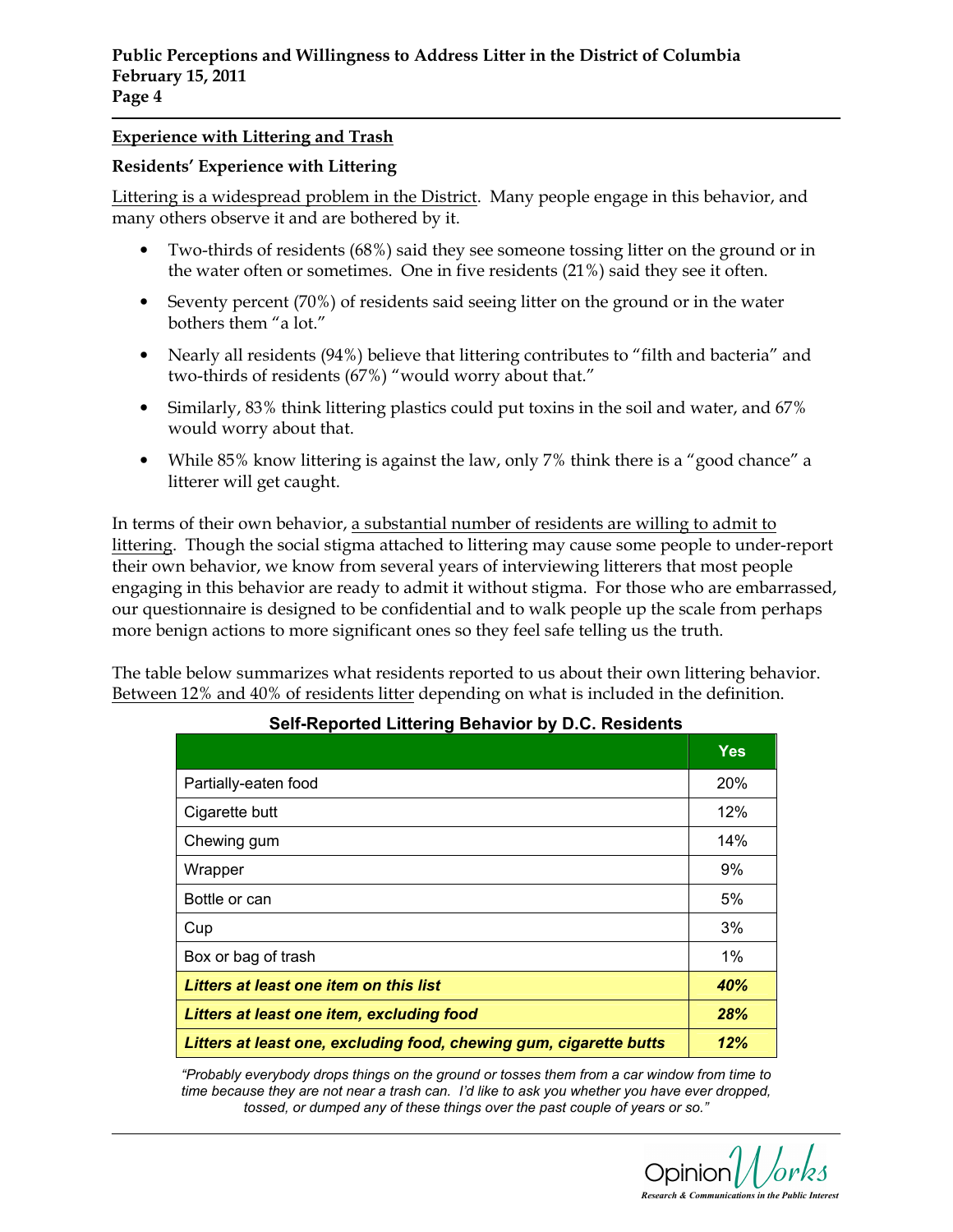## Experience with Littering and Trash

### Residents' Experience with Littering

Littering is a widespread problem in the District. Many people engage in this behavior, and many others observe it and are bothered by it.

- Two-thirds of residents (68%) said they see someone tossing litter on the ground or in the water often or sometimes. One in five residents (21%) said they see it often.
- Seventy percent (70%) of residents said seeing litter on the ground or in the water bothers them "a lot."
- Nearly all residents (94%) believe that littering contributes to "filth and bacteria" and two-thirds of residents (67%) "would worry about that."
- Similarly, 83% think littering plastics could put toxins in the soil and water, and 67% would worry about that.
- While 85% know littering is against the law, only 7% think there is a "good chance" a litterer will get caught.

In terms of their own behavior, a substantial number of residents are willing to admit to littering. Though the social stigma attached to littering may cause some people to under-report their own behavior, we know from several years of interviewing litterers that most people engaging in this behavior are ready to admit it without stigma. For those who are embarrassed, our questionnaire is designed to be confidential and to walk people up the scale from perhaps more benign actions to more significant ones so they feel safe telling us the truth.

The table below summarizes what residents reported to us about their own littering behavior. Between 12% and 40% of residents litter depending on what is included in the definition.

**Self-Reported Littering Behavior by D.C. Residents**

| | Yes |
|---|---|
| Partially-eaten food | 20% |
| Cigarette butt | 12% |
| Chewing gum | 14% |
| Wrapper | 9% |
| Bottle or can | 5% |
| Cup | 3% |
| Box or bag of trash | 1% |
| ***Litters at least one item on this list*** | ***40%*** |
| ***Litters at least one item, excluding food*** | ***28%*** |
| ***Litters at least one, excluding food, chewing gum, cigarette butts*** | ***12%*** |

*"Probably everybody drops things on the ground or tosses them from a car window from time to time because they are not near a trash can. I'd like to ask you whether you have ever dropped, tossed, or dumped any of these things over the past couple of years or so."*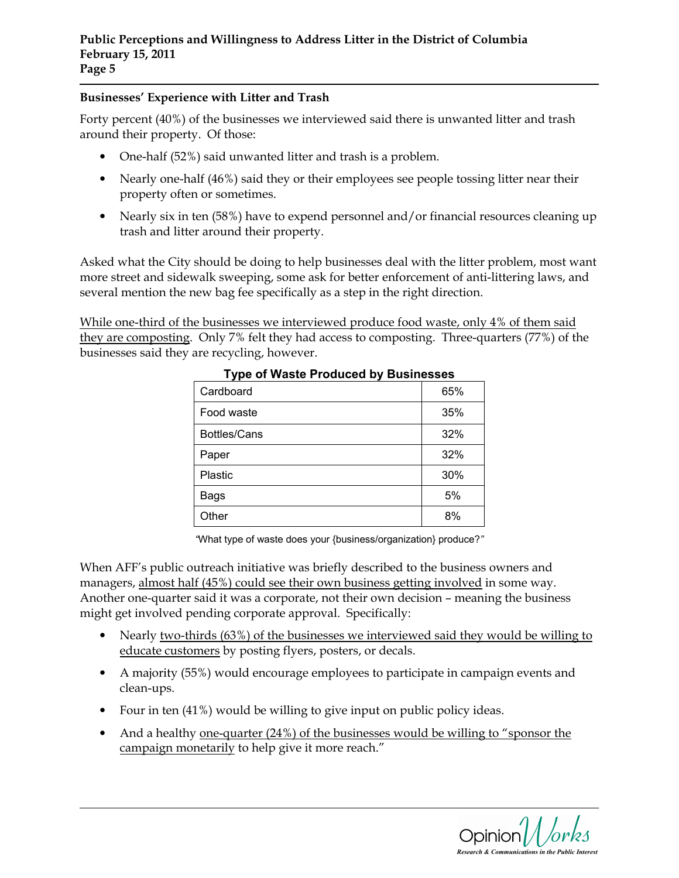### Businesses' Experience with Litter and Trash

Forty percent (40%) of the businesses we interviewed said there is unwanted litter and trash around their property. Of those:

- One-half (52%) said unwanted litter and trash is a problem.
- Nearly one-half (46%) said they or their employees see people tossing litter near their property often or sometimes.
- Nearly six in ten (58%) have to expend personnel and/or financial resources cleaning up trash and litter around their property.

Asked what the City should be doing to help businesses deal with the litter problem, most want more street and sidewalk sweeping, some ask for better enforcement of anti-littering laws, and several mention the new bag fee specifically as a step in the right direction.

<u>While one-third of the businesses we interviewed produce food waste, only 4% of them said they are composting</u>. Only 7% felt they had access to composting. Three-quarters (77%) of the businesses said they are recycling, however.

**Type of Waste Produced by Businesses**

| Type | % |
|---|---|
| Cardboard | 65% |
| Food waste | 35% |
| Bottles/Cans | 32% |
| Paper | 32% |
| Plastic | 30% |
| Bags | 5% |
| Other | 8% |

"What type of waste does your {business/organization} produce?"

When AFF's public outreach initiative was briefly described to the business owners and managers, <u>almost half (45%) could see their own business getting involved</u> in some way. Another one-quarter said it was a corporate, not their own decision – meaning the business might get involved pending corporate approval. Specifically:

- Nearly <u>two-thirds (63%) of the businesses we interviewed said they would be willing to educate customers</u> by posting flyers, posters, or decals.
- A majority (55%) would encourage employees to participate in campaign events and clean-ups.
- Four in ten (41%) would be willing to give input on public policy ideas.
- And a healthy <u>one-quarter (24%) of the businesses would be willing to "sponsor the campaign monetarily</u> to help give it more reach."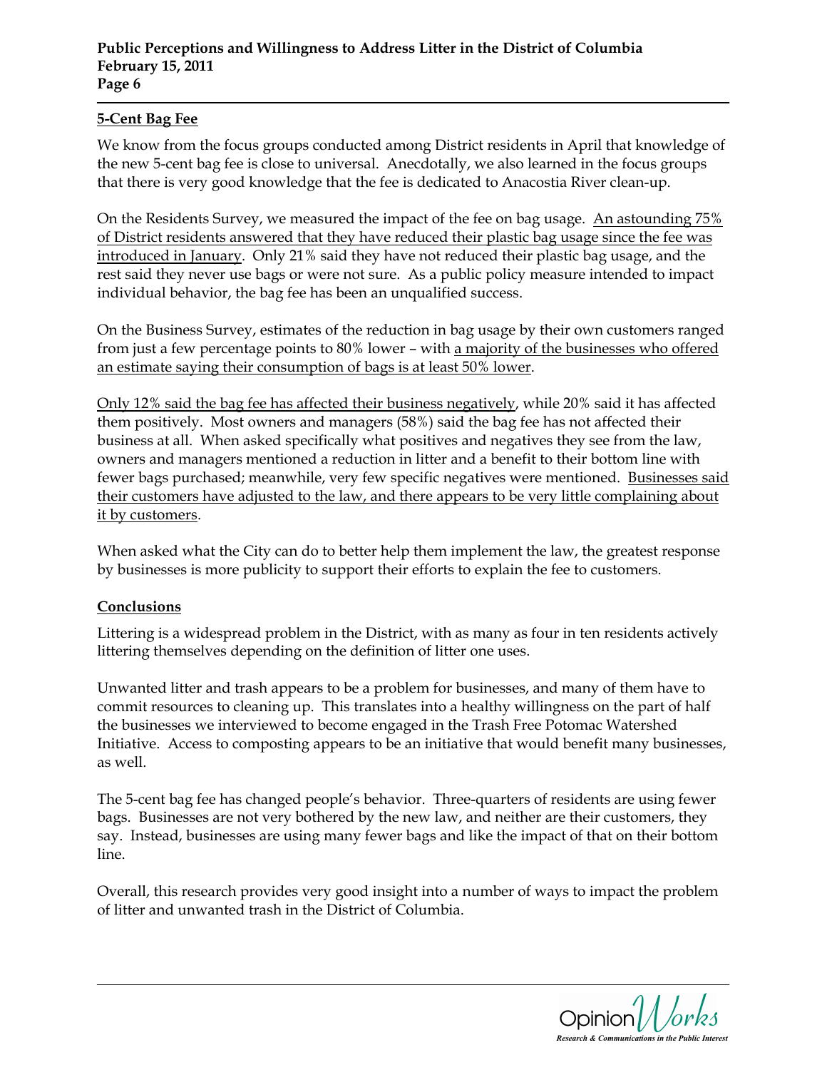## 5-Cent Bag Fee

We know from the focus groups conducted among District residents in April that knowledge of the new 5-cent bag fee is close to universal. Anecdotally, we also learned in the focus groups that there is very good knowledge that the fee is dedicated to Anacostia River clean-up.

On the Residents Survey, we measured the impact of the fee on bag usage. An astounding 75% of District residents answered that they have reduced their plastic bag usage since the fee was introduced in January. Only 21% said they have not reduced their plastic bag usage, and the rest said they never use bags or were not sure. As a public policy measure intended to impact individual behavior, the bag fee has been an unqualified success.

On the Business Survey, estimates of the reduction in bag usage by their own customers ranged from just a few percentage points to 80% lower – with a majority of the businesses who offered an estimate saying their consumption of bags is at least 50% lower.

Only 12% said the bag fee has affected their business negatively, while 20% said it has affected them positively. Most owners and managers (58%) said the bag fee has not affected their business at all. When asked specifically what positives and negatives they see from the law, owners and managers mentioned a reduction in litter and a benefit to their bottom line with fewer bags purchased; meanwhile, very few specific negatives were mentioned. Businesses said their customers have adjusted to the law, and there appears to be very little complaining about it by customers.

When asked what the City can do to better help them implement the law, the greatest response by businesses is more publicity to support their efforts to explain the fee to customers.

## Conclusions

Littering is a widespread problem in the District, with as many as four in ten residents actively littering themselves depending on the definition of litter one uses.

Unwanted litter and trash appears to be a problem for businesses, and many of them have to commit resources to cleaning up. This translates into a healthy willingness on the part of half the businesses we interviewed to become engaged in the Trash Free Potomac Watershed Initiative. Access to composting appears to be an initiative that would benefit many businesses, as well.

The 5-cent bag fee has changed people's behavior. Three-quarters of residents are using fewer bags. Businesses are not very bothered by the new law, and neither are their customers, they say. Instead, businesses are using many fewer bags and like the impact of that on their bottom line.

Overall, this research provides very good insight into a number of ways to impact the problem of litter and unwanted trash in the District of Columbia.